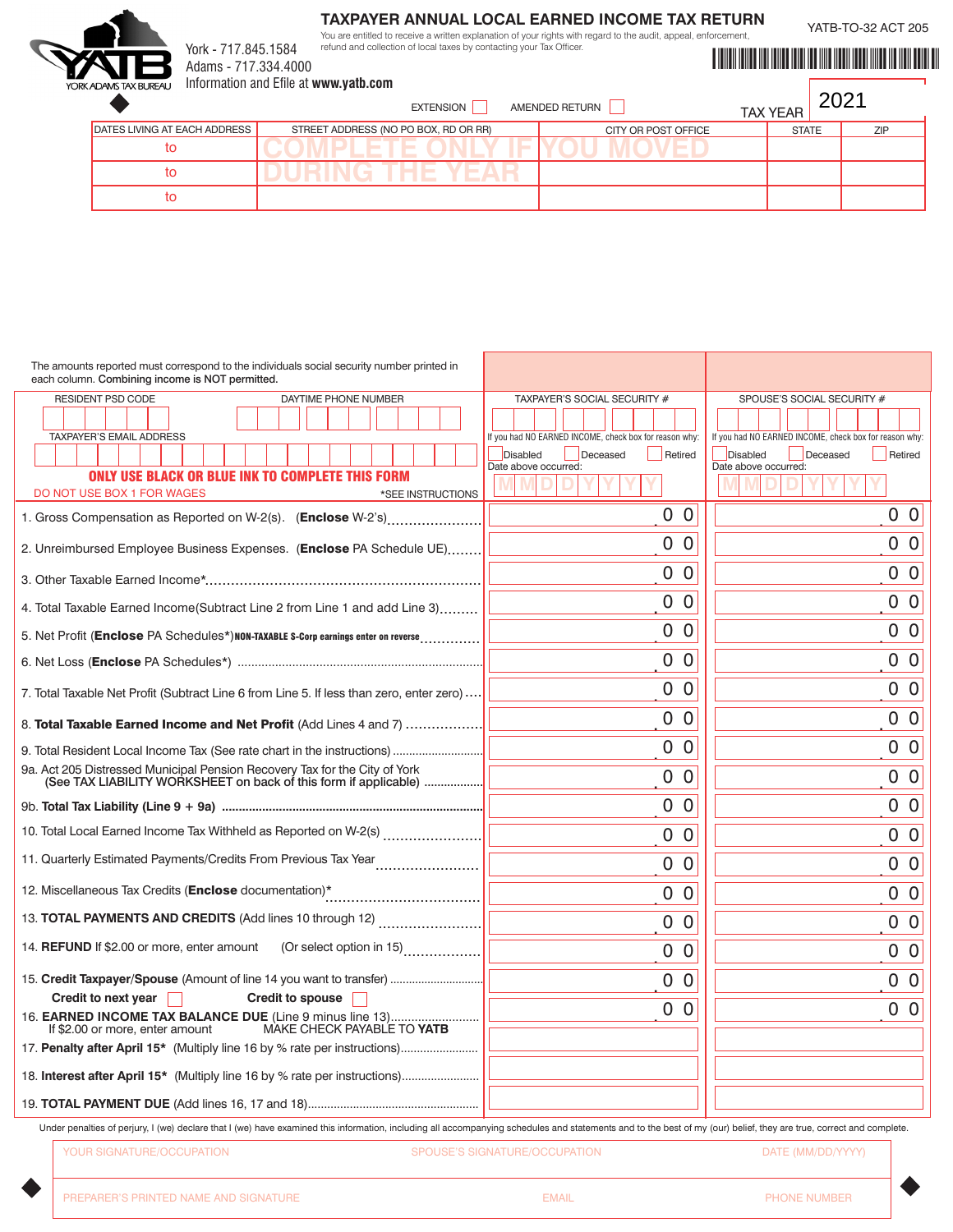YORK ADAMS TAX BUREAU

York - 717.845.1584
Adams - 717.334.4000
Information and Efile at **www.yatb.com**

# TAXPAYER ANNUAL LOCAL EARNED INCOME TAX RETURN

You are entitled to receive a written explanation of your rights with regard to the audit, appeal, enforcement, refund and collection of local taxes by contacting your Tax Officer.

YATB-TO-32 ACT 205

EXTENSION ☐ AMENDED RETURN ☐

TAX YEAR 2021

| DATES LIVING AT EACH ADDRESS | STREET ADDRESS (NO PO BOX, RD OR RR) | CITY OR POST OFFICE | STATE | ZIP |
|---|---|---|---|---|
| to | COMPLETE ONLY IF YOU MOVED | | | |
| to | DURING THE YEAR | | | |
| to | | | | |

The amounts reported must correspond to the individuals social security number printed in each column. **Combining income is NOT permitted.**

RESIDENT PSD CODE | DAYTIME PHONE NUMBER | TAXPAYER'S EMAIL ADDRESS

**ONLY USE BLACK OR BLUE INK TO COMPLETE THIS FORM**

DO NOT USE BOX 1 FOR WAGES | *SEE INSTRUCTIONS

| | TAXPAYER'S SOCIAL SECURITY # | SPOUSE'S SOCIAL SECURITY # |
|---|---|---|
| If you had NO EARNED INCOME, check box for reason why: | ☐ Disabled ☐ Deceased ☐ Retired — Date above occurred: MM DD YYYY | ☐ Disabled ☐ Deceased ☐ Retired — Date above occurred: MM DD YYYY |
| 1. Gross Compensation as Reported on W-2(s). (**Enclose** W-2's) | 00 | 00 |
| 2. Unreimbursed Employee Business Expenses. (**Enclose** PA Schedule UE) | 00 | 00 |
| 3. Other Taxable Earned Income* | 00 | 00 |
| 4. Total Taxable Earned Income(Subtract Line 2 from Line 1 and add Line 3) | 00 | 00 |
| 5. Net Profit (**Enclose** PA Schedules*) **NON-TAXABLE S-Corp earnings enter on reverse** | 00 | 00 |
| 6. Net Loss (**Enclose** PA Schedules*) | 00 | 00 |
| 7. Total Taxable Net Profit (Subtract Line 6 from Line 5. If less than zero, enter zero) | 00 | 00 |
| 8. **Total Taxable Earned Income and Net Profit** (Add Lines 4 and 7) | 00 | 00 |
| 9. Total Resident Local Income Tax (See rate chart in the instructions) | 00 | 00 |
| 9a. Act 205 Distressed Municipal Pension Recovery Tax for the City of York (See TAX LIABILITY WORKSHEET on back of this form if applicable) | 00 | 00 |
| 9b. **Total Tax Liability (Line 9 + 9a)** | 00 | 00 |
| 10. Total Local Earned Income Tax Withheld as Reported on W-2(s) | 00 | 00 |
| 11. Quarterly Estimated Payments/Credits From Previous Tax Year | 00 | 00 |
| 12. Miscellaneous Tax Credits (**Enclose** documentation)* | 00 | 00 |
| 13. **TOTAL PAYMENTS AND CREDITS** (Add lines 10 through 12) | 00 | 00 |
| 14. **REFUND** If $2.00 or more, enter amount (Or select option in 15) | 00 | 00 |
| 15. **Credit Taxpayer/Spouse** (Amount of line 14 you want to transfer) **Credit to next year** ☐ **Credit to spouse** ☐ | 00 | 00 |
| 16. **EARNED INCOME TAX BALANCE DUE** (Line 9 minus line 13) If $2.00 or more, enter amount MAKE CHECK PAYABLE TO **YATB** | 00 | 00 |
| 17. **Penalty after April 15*** (Multiply line 16 by % rate per instructions) | | |
| 18. **Interest after April 15*** (Multiply line 16 by % rate per instructions) | | |
| 19. **TOTAL PAYMENT DUE** (Add lines 16, 17 and 18) | | |

Under penalties of perjury, I (we) declare that I (we) have examined this information, including all accompanying schedules and statements and to the best of my (our) belief, they are true, correct and complete.

| YOUR SIGNATURE/OCCUPATION | SPOUSE'S SIGNATURE/OCCUPATION | DATE (MM/DD/YYYY) |
|---|---|---|
| PREPARER'S PRINTED NAME AND SIGNATURE | EMAIL | PHONE NUMBER |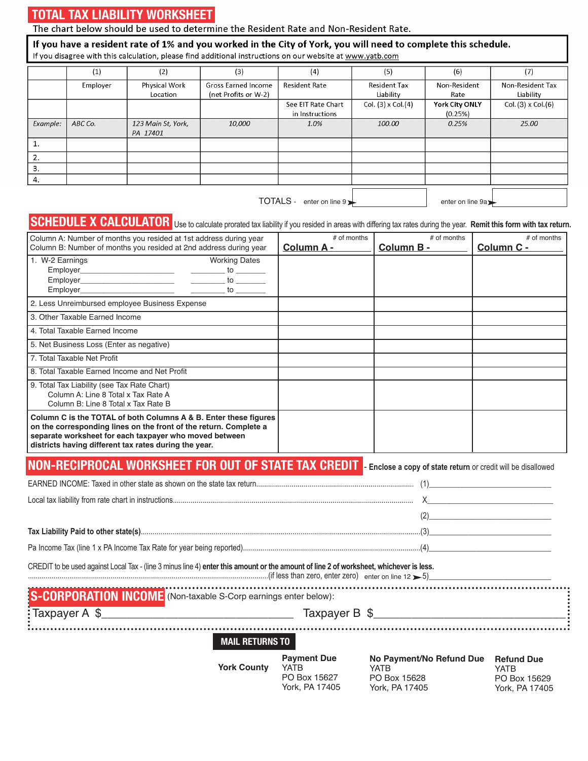# TOTAL TAX LIABILITY WORKSHEET

The chart below should be used to determine the Resident Rate and Non-Resident Rate.

**If you have a resident rate of 1% and you worked in the City of York, you will need to complete this schedule.**
If you disagree with this calculation, please find additional instructions on our website at www.yatb.com

| | (1) | (2) | (3) | (4) | (5) | (6) | (7) |
|---|---|---|---|---|---|---|---|
| | Employer | Physical Work Location | Gross Earned Income (net Profits or W-2) | Resident Rate | Resident Tax Liability | Non-Resident Rate | Non-Resident Tax Liability |
| | | | | See EIT Rate Chart in Instructions | Col. (3) x Col.(4) | **York City ONLY** (0.25%) | Col. (3) x Col.(6) |
| *Example:* | *ABC Co.* | *123 Main St, York, PA 17401* | *10,000* | *1.0%* | *100.00* | *0.25%* | *25.00* |
| 1. | | | | | | | |
| 2. | | | | | | | |
| 3. | | | | | | | |
| 4. | | | | | | | |

TOTALS - enter on line 9 ➤ ______ enter on line 9a ➤ ______

# SCHEDULE X CALCULATOR

Use to calculate prorated tax liability if you resided in areas with differing tax rates during the year. **Remit this form with tax return.**

| Column A: Number of months you resided at 1st address during year<br>Column B: Number of months you resided at 2nd address during year | # of months<br>**Column A -** | # of months<br>**Column B -** | # of months<br>**Column C -** |
|---|---|---|---|
| 1. W-2 Earnings — Working Dates<br>Employer______________ ________ to _______<br>Employer______________ ________ to _______<br>Employer______________ ________ to _______ | | | |
| 2. Less Unreimbursed employee Business Expense | | | |
| 3. Other Taxable Earned Income | | | |
| 4. Total Taxable Earned Income | | | |
| 5. Net Business Loss (Enter as negative) | | | |
| 7. Total Taxable Net Profit | | | |
| 8. Total Taxable Earned Income and Net Profit | | | |
| 9. Total Tax Liability (see Tax Rate Chart)<br>Column A: Line 8 Total x Tax Rate A<br>Column B: Line 8 Total x Tax Rate B | | | |
| **Column C is the TOTAL of both Columns A & B. Enter these figures on the corresponding lines on the front of the return. Complete a separate worksheet for each taxpayer who moved between districts having different tax rates during the year.** | | | |

# NON-RECIPROCAL WORKSHEET FOR OUT OF STATE TAX CREDIT

- **Enclose a copy of state return** or credit will be disallowed

EARNED INCOME: Taxed in other state as shown on the state tax return.................... (1)______________________

Local tax liability from rate chart in instructions.................... X______________________

(2)______________________

**Tax Liability Paid to other state(s)**.................... (3)______________________

Pa Income Tax (line 1 x PA Income Tax Rate for year being reported).................... (4)______________________

CREDIT to be used against Local Tax - (line 3 minus line 4) **enter this amount or the amount of line 2 of worksheet, whichever is less.**
....................(if less than zero, enter zero) enter on line 12 ➤ 5)______________________

# S-CORPORATION INCOME

(Non-taxable S-Corp earnings enter below):

Taxpayer A $______________________ Taxpayer B $______________________

## MAIL RETURNS TO

**York County**

**Payment Due**
YATB
PO Box 15627
York, PA 17405

**No Payment/No Refund Due**
YATB
PO Box 15628
York, PA 17405

**Refund Due**
YATB
PO Box 15629
York, PA 17405